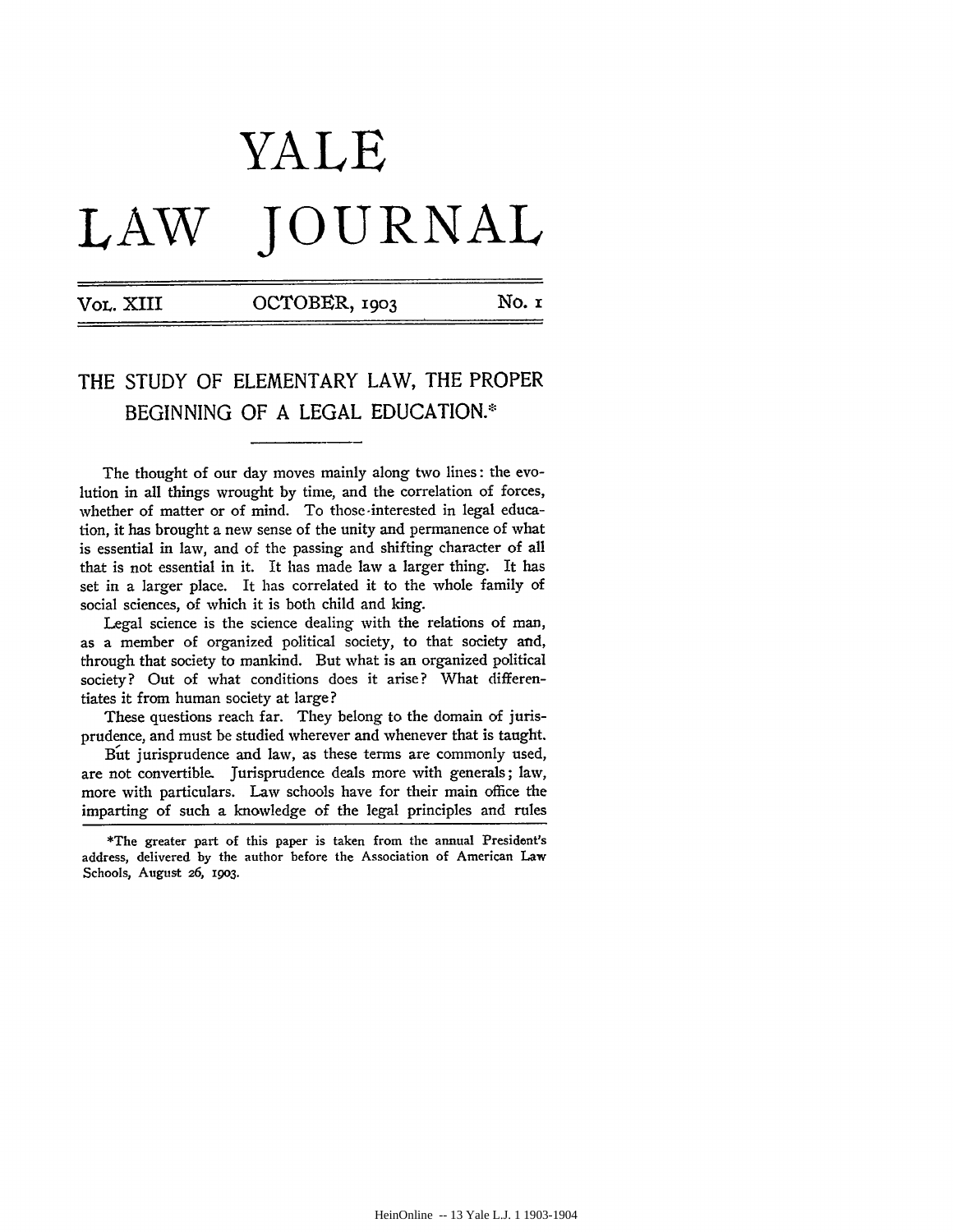# YALE LAW JOURNAL

Vol. XIII OCTOBER, 1903 No. 1

## THE STUDY OF ELEMENTARY LAW, THE PROPER BEGINNING OF A LEGAL EDUCATION.*

The thought of our day moves mainly along two lines: the evolution in all things wrought by time, and the correlation of forces, whether of matter or of mind. To those interested in legal education, it has brought a new sense of the unity and permanence of what is essential in law, and of the passing and shifting character of all that is not essential in it. It has made law a larger thing. It has set in a larger place. It has correlated it to the whole family of social sciences, of which it is both child and king.

Legal science is the science dealing with the relations of man, as a member of organized political society, to that society and, through that society to mankind. But what is an organized political society? Out of what conditions does it arise? What differentiates it from human society at large?

These questions reach far. They belong to the domain of jurisprudence, and must be studied wherever and whenever that is taught.

But jurisprudence and law, as these terms are commonly used, are not convertible. Jurisprudence deals more with generals; law, more with particulars. Law schools have for their main office the imparting of such a knowledge of the legal principles and rules

*The greater part of this paper is taken from the annual President's address, delivered by the author before the Association of American Law Schools, August 26, 1903.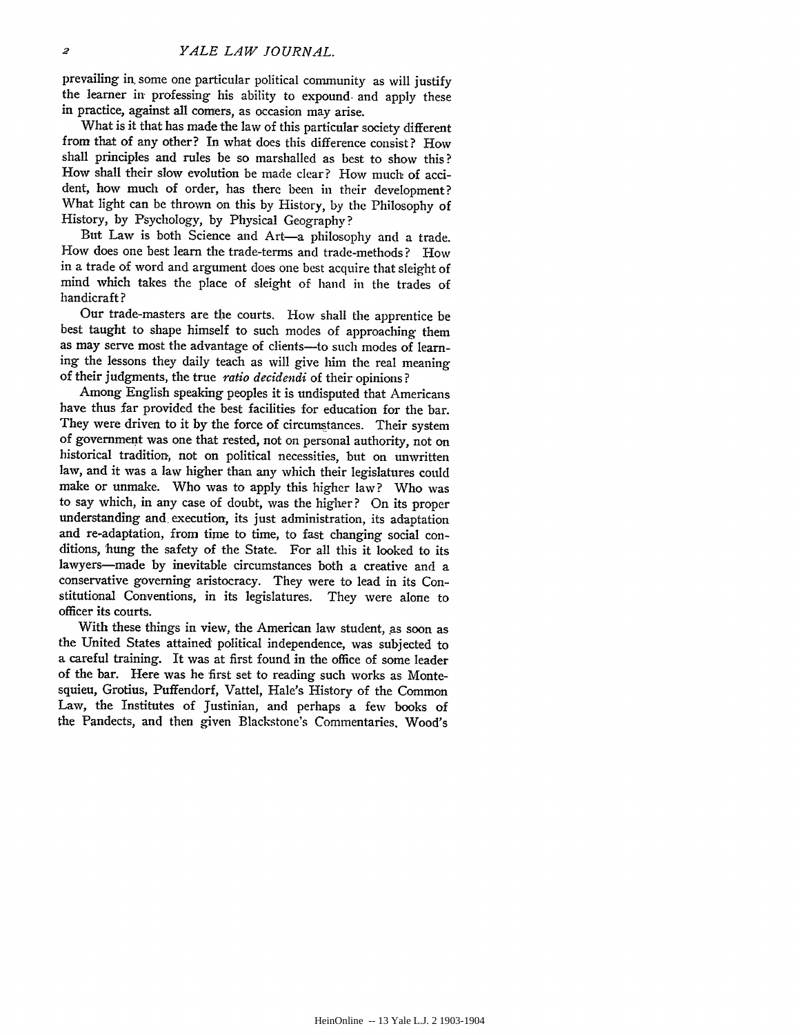prevailing in some one particular political community as will justify the learner in professing his ability to expound and apply these in practice, against all comers, as occasion may arise.

What is it that has made the law of this particular society different from that of any other? In what does this difference consist? How shall principles and rules be so marshalled as best to show this? How shall their slow evolution be made clear? How much of accident, how much of order, has there been in their development? What light can be thrown on this by History, by the Philosophy of History, by Psychology, by Physical Geography?

But Law is both Science and Art—a philosophy and a trade. How does one best learn the trade-terms and trade-methods? How in a trade of word and argument does one best acquire that sleight of mind which takes the place of sleight of hand in the trades of handicraft?

Our trade-masters are the courts. How shall the apprentice be best taught to shape himself to such modes of approaching them as may serve most the advantage of clients—to such modes of learning the lessons they daily teach as will give him the real meaning of their judgments, the true *ratio decidendi* of their opinions?

Among English speaking peoples it is undisputed that Americans have thus far provided the best facilities for education for the bar. They were driven to it by the force of circumstances. Their system of government was one that rested, not on personal authority, not on historical tradition, not on political necessities, but on unwritten law, and it was a law higher than any which their legislatures could make or unmake. Who was to apply this higher law? Who was to say which, in any case of doubt, was the higher? On its proper understanding and execution, its just administration, its adaptation and re-adaptation, from time to time, to fast changing social conditions, hung the safety of the State. For all this it looked to its lawyers—made by inevitable circumstances both a creative and a conservative governing aristocracy. They were to lead in its Constitutional Conventions, in its legislatures. They were alone to officer its courts.

With these things in view, the American law student, as soon as the United States attained political independence, was subjected to a careful training. It was at first found in the office of some leader of the bar. Here was he first set to reading such works as Montesquieu, Grotius, Puffendorf, Vattel, Hale's History of the Common Law, the Institutes of Justinian, and perhaps a few books of the Pandects, and then given Blackstone's Commentaries. Wood's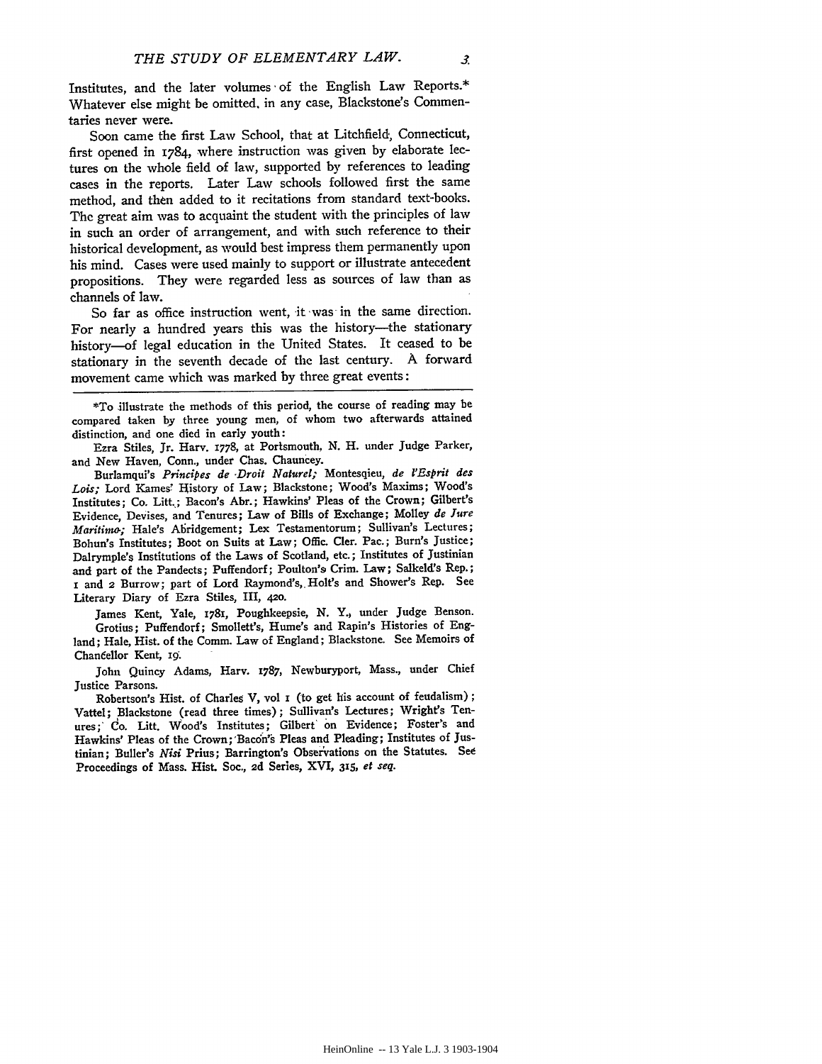Institutes, and the later volumes of the English Law Reports.* Whatever else might be omitted, in any case, Blackstone's Commentaries never were.

Soon came the first Law School, that at Litchfield, Connecticut, first opened in 1784, where instruction was given by elaborate lectures on the whole field of law, supported by references to leading cases in the reports. Later Law schools followed first the same method, and then added to it recitations from standard text-books. The great aim was to acquaint the student with the principles of law in such an order of arrangement, and with such reference to their historical development, as would best impress them permanently upon his mind. Cases were used mainly to support or illustrate antecedent propositions. They were regarded less as sources of law than as channels of law.

So far as office instruction went, it was in the same direction. For nearly a hundred years this was the history—the stationary history—of legal education in the United States. It ceased to be stationary in the seventh decade of the last century. A forward movement came which was marked by three great events:

---

*To illustrate the methods of this period, the course of reading may be compared taken by three young men, of whom two afterwards attained distinction, and one died in early youth:

Ezra Stiles, Jr. Harv. 1778, at Portsmouth, N. H. under Judge Parker, and New Haven, Conn., under Chas. Chauncey.

Burlamqui's *Principes de Droit Naturel;* Montesqieu, *de l'Esprit des Lois;* Lord Kames' History of Law; Blackstone; Wood's Maxims; Wood's Institutes; Co. Litt.; Bacon's Abr.; Hawkins' Pleas of the Crown; Gilbert's Evidence, Devises, and Tenures; Law of Bills of Exchange; Molley *de Jure Maritimo;* Hale's Abridgement; Lex Testamentorum; Sullivan's Lectures; Bohun's Institutes; Boot on Suits at Law; Offic. Cler. Pac.; Burn's Justice; Dalrymple's Institutions of the Laws of Scotland, etc.; Institutes of Justinian and part of the Pandects; Puffendorf; Poulton's Crim. Law; Salkeld's Rep.; 1 and 2 Burrow; part of Lord Raymond's, Holt's and Shower's Rep. See Literary Diary of Ezra Stiles, III, 420.

James Kent, Yale, 1781, Poughkeepsie, N. Y., under Judge Benson.

Grotius; Puffendorf; Smollett's, Hume's and Rapin's Histories of England; Hale, Hist. of the Comm. Law of England; Blackstone. See Memoirs of Chancellor Kent, 19.

John Quincy Adams, Harv. 1787, Newburyport, Mass., under Chief Justice Parsons.

Robertson's Hist. of Charles V, vol 1 (to get his account of feudalism); Vattel; Blackstone (read three times); Sullivan's Lectures; Wright's Tenures; Co. Litt. Wood's Institutes; Gilbert on Evidence; Foster's and Hawkins' Pleas of the Crown; Bacon's Pleas and Pleading; Institutes of Justinian; Buller's *Nisi* Prius; Barrington's Observations on the Statutes. See Proceedings of Mass. Hist. Soc., 2d Series, XVI, 315, *et seq.*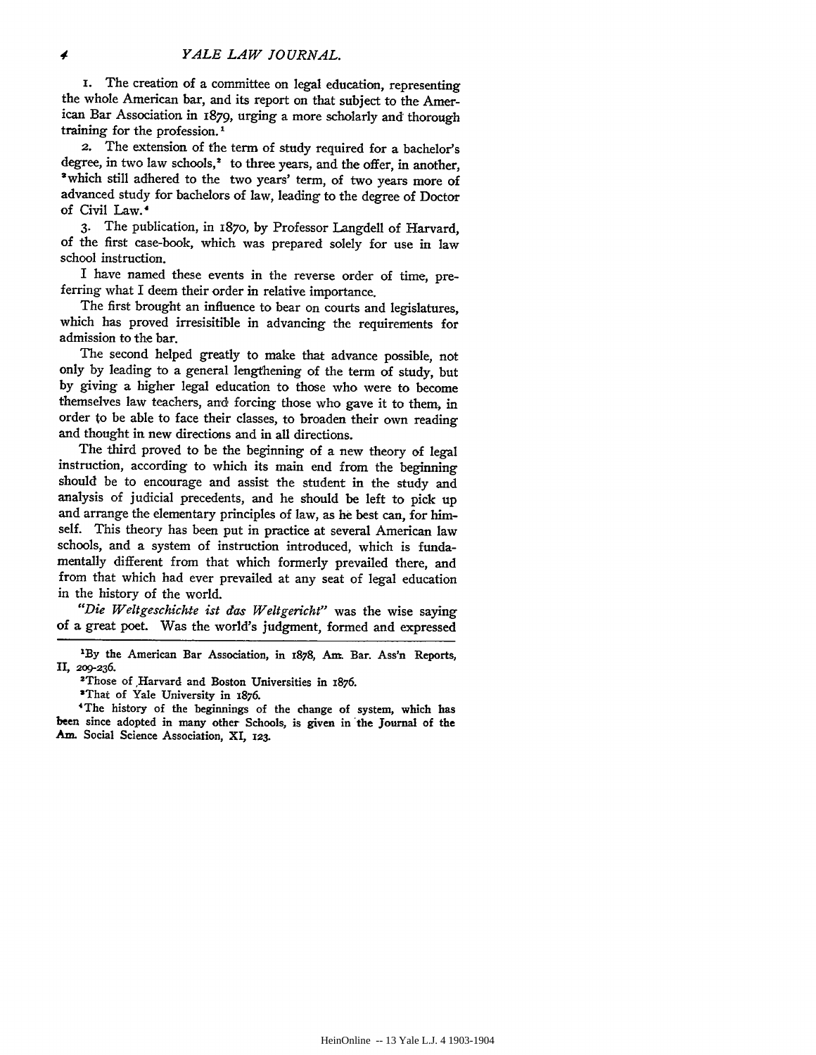1. The creation of a committee on legal education, representing the whole American bar, and its report on that subject to the American Bar Association in 1879, urging a more scholarly and thorough training for the profession.[1]

2. The extension of the term of study required for a bachelor's degree, in two law schools,[2] to three years, and the offer, in another,[3] which still adhered to the two years' term, of two years more of advanced study for bachelors of law, leading to the degree of Doctor of Civil Law.[4]

3. The publication, in 1870, by Professor Langdell of Harvard, of the first case-book, which was prepared solely for use in law school instruction.

I have named these events in the reverse order of time, preferring what I deem their order in relative importance.

The first brought an influence to bear on courts and legislatures, which has proved irresisitible in advancing the requirements for admission to the bar.

The second helped greatly to make that advance possible, not only by leading to a general lengthening of the term of study, but by giving a higher legal education to those who were to become themselves law teachers, and forcing those who gave it to them, in order to be able to face their classes, to broaden their own reading and thought in new directions and in all directions.

The third proved to be the beginning of a new theory of legal instruction, according to which its main end from the beginning should be to encourage and assist the student in the study and analysis of judicial precedents, and he should be left to pick up and arrange the elementary principles of law, as he best can, for himself. This theory has been put in practice at several American law schools, and a system of instruction introduced, which is fundamentally different from that which formerly prevailed there, and from that which had ever prevailed at any seat of legal education in the history of the world.

*"Die Weltgeschichte ist das Weltgericht"* was the wise saying of a great poet. Was the world's judgment, formed and expressed

---

[1] By the American Bar Association, in 1878, Am. Bar. Ass'n Reports, II, 209-236.

[2] Those of Harvard and Boston Universities in 1876.

[3] That of Yale University in 1876.

[4] The history of the beginnings of the change of system, which has been since adopted in many other Schools, is given in the Journal of the Am. Social Science Association, XI, 123.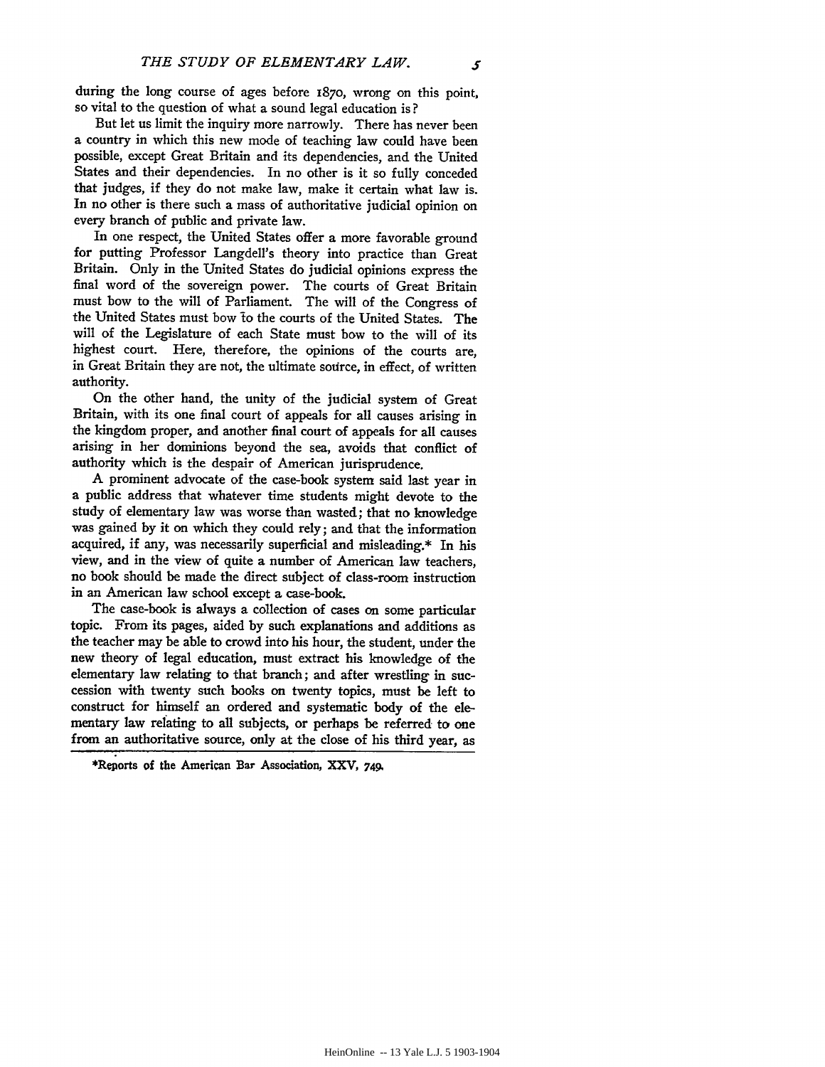during the long course of ages before 1870, wrong on this point, so vital to the question of what a sound legal education is?

But let us limit the inquiry more narrowly. There has never been a country in which this new mode of teaching law could have been possible, except Great Britain and its dependencies, and the United States and their dependencies. In no other is it so fully conceded that judges, if they do not make law, make it certain what law is. In no other is there such a mass of authoritative judicial opinion on every branch of public and private law.

In one respect, the United States offer a more favorable ground for putting Professor Langdell's theory into practice than Great Britain. Only in the United States do judicial opinions express the final word of the sovereign power. The courts of Great Britain must bow to the will of Parliament. The will of the Congress of the United States must bow to the courts of the United States. The will of the Legislature of each State must bow to the will of its highest court. Here, therefore, the opinions of the courts are, in Great Britain they are not, the ultimate source, in effect, of written authority.

On the other hand, the unity of the judicial system of Great Britain, with its one final court of appeals for all causes arising in the kingdom proper, and another final court of appeals for all causes arising in her dominions beyond the sea, avoids that conflict of authority which is the despair of American jurisprudence.

A prominent advocate of the case-book system said last year in a public address that whatever time students might devote to the study of elementary law was worse than wasted; that no knowledge was gained by it on which they could rely; and that the information acquired, if any, was necessarily superficial and misleading.* In his view, and in the view of quite a number of American law teachers, no book should be made the direct subject of class-room instruction in an American law school except a case-book.

The case-book is always a collection of cases on some particular topic. From its pages, aided by such explanations and additions as the teacher may be able to crowd into his hour, the student, under the new theory of legal education, must extract his knowledge of the elementary law relating to that branch; and after wrestling in succession with twenty such books on twenty topics, must be left to construct for himself an ordered and systematic body of the elementary law relating to all subjects, or perhaps be referred to one from an authoritative source, only at the close of his third year, as

*Reports of the American Bar Association, XXV, 749.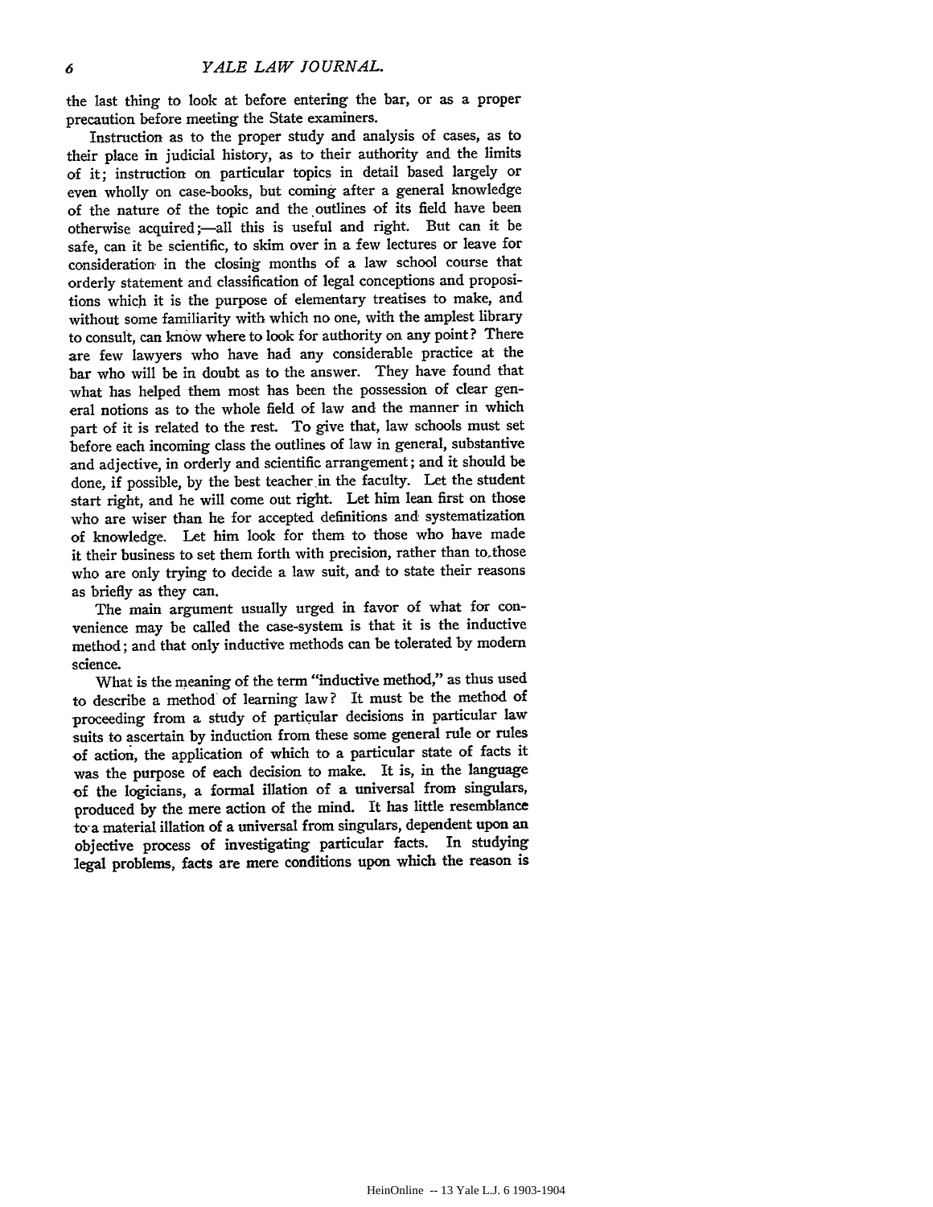the last thing to look at before entering the bar, or as a proper precaution before meeting the State examiners.

Instruction as to the proper study and analysis of cases, as to their place in judicial history, as to their authority and the limits of it; instruction on particular topics in detail based largely or even wholly on case-books, but coming after a general knowledge of the nature of the topic and the outlines of its field have been otherwise acquired;—all this is useful and right. But can it be safe, can it be scientific, to skim over in a few lectures or leave for consideration in the closing months of a law school course that orderly statement and classification of legal conceptions and propositions which it is the purpose of elementary treatises to make, and without some familiarity with which no one, with the amplest library to consult, can know where to look for authority on any point? There are few lawyers who have had any considerable practice at the bar who will be in doubt as to the answer. They have found that what has helped them most has been the possession of clear general notions as to the whole field of law and the manner in which part of it is related to the rest. To give that, law schools must set before each incoming class the outlines of law in general, substantive and adjective, in orderly and scientific arrangement; and it should be done, if possible, by the best teacher in the faculty. Let the student start right, and he will come out right. Let him lean first on those who are wiser than he for accepted definitions and systematization of knowledge. Let him look for them to those who have made it their business to set them forth with precision, rather than to those who are only trying to decide a law suit, and to state their reasons as briefly as they can.

The main argument usually urged in favor of what for convenience may be called the case-system is that it is the inductive method; and that only inductive methods can be tolerated by modern science.

What is the meaning of the term "inductive method," as thus used to describe a method of learning law? It must be the method of proceeding from a study of particular decisions in particular law suits to ascertain by induction from these some general rule or rules of action, the application of which to a particular state of facts it was the purpose of each decision to make. It is, in the language of the logicians, a formal illation of a universal from singulars, produced by the mere action of the mind. It has little resemblance to a material illation of a universal from singulars, dependent upon an objective process of investigating particular facts. In studying legal problems, facts are mere conditions upon which the reason is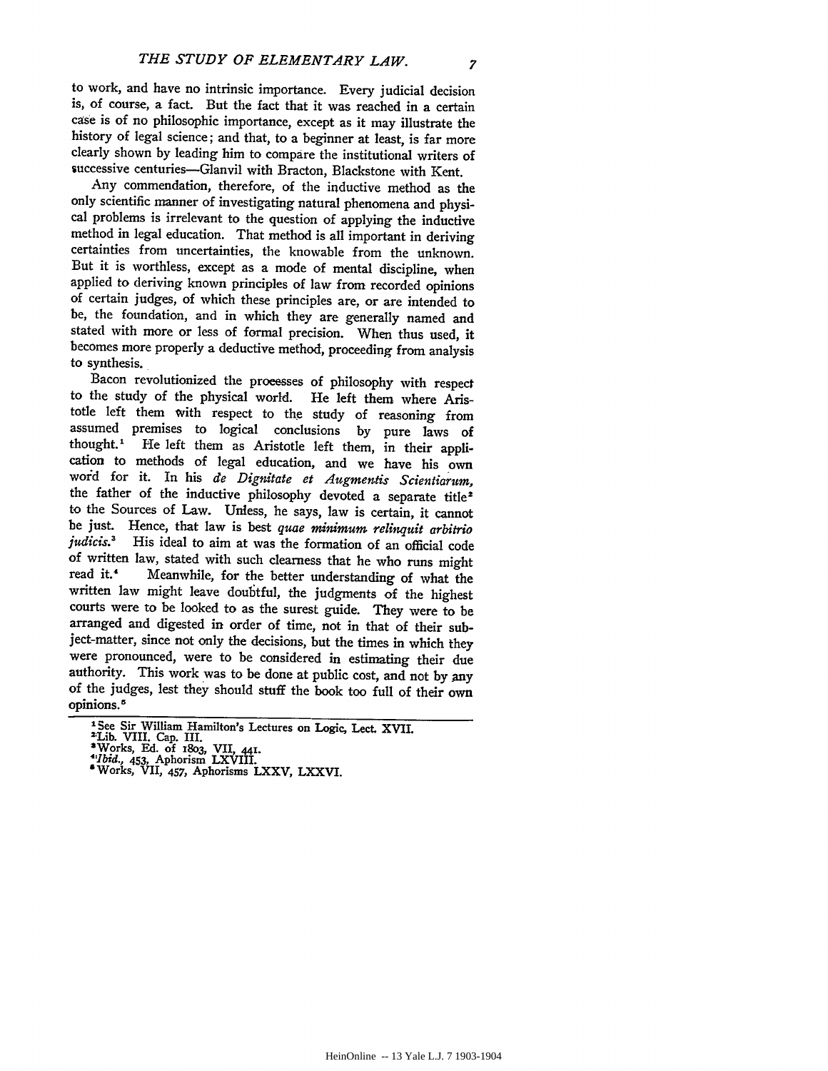to work, and have no intrinsic importance. Every judicial decision is, of course, a fact. But the fact that it was reached in a certain case is of no philosophic importance, except as it may illustrate the history of legal science; and that, to a beginner at least, is far more clearly shown by leading him to compare the institutional writers of successive centuries—Glanvil with Bracton, Blackstone with Kent.

Any commendation, therefore, of the inductive method as the only scientific manner of investigating natural phenomena and physical problems is irrelevant to the question of applying the inductive method in legal education. That method is all important in deriving certainties from uncertainties, the knowable from the unknown. But it is worthless, except as a mode of mental discipline, when applied to deriving known principles of law from recorded opinions of certain judges, of which these principles are, or are intended to be, the foundation, and in which they are generally named and stated with more or less of formal precision. When thus used, it becomes more properly a deductive method, proceeding from analysis to synthesis.

Bacon revolutionized the processes of philosophy with respect to the study of the physical world. He left them where Aristotle left them with respect to the study of reasoning from assumed premises to logical conclusions by pure laws of thought.[1] He left them as Aristotle left them, in their application to methods of legal education, and we have his own word for it. In his *de Dignitate et Augmentis Scientiarum,* the father of the inductive philosophy devoted a separate title[2] to the Sources of Law. Unless, he says, law is certain, it cannot be just. Hence, that law is best *quae minimum relinquit arbitrio judicis.*[3] His ideal to aim at was the formation of an official code of written law, stated with such clearness that he who runs might read it.[4] Meanwhile, for the better understanding of what the written law might leave doubtful, the judgments of the highest courts were to be looked to as the surest guide. They were to be arranged and digested in order of time, not in that of their subject-matter, since not only the decisions, but the times in which they were pronounced, were to be considered in estimating their due authority. This work was to be done at public cost, and not by any of the judges, lest they should stuff the book too full of their own opinions.[5]

---

[1] See Sir William Hamilton's Lectures on Logic, Lect. XVII.

[2] Lib. VIII. Cap. III.

[3] Works, Ed. of 1803, VII, 441.

[4] *Ibid.*, 453, Aphorism LXVIII.

[5] Works, VII, 457, Aphorisms LXXV, LXXVI.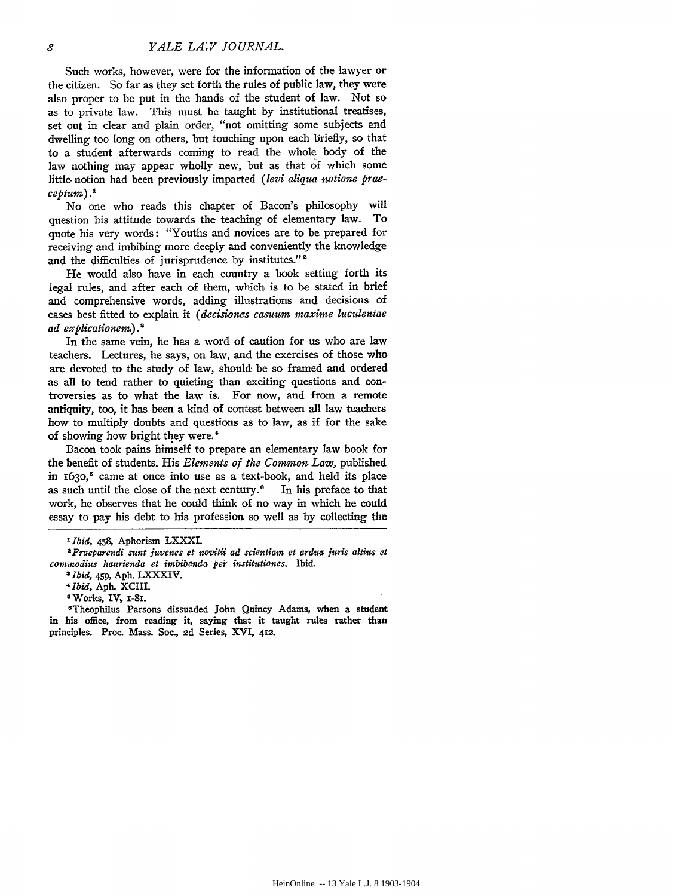Such works, however, were for the information of the lawyer or the citizen. So far as they set forth the rules of public law, they were also proper to be put in the hands of the student of law. Not so as to private law. This must be taught by institutional treatises, set out in clear and plain order, "not omitting some subjects and dwelling too long on others, but touching upon each briefly, so that to a student afterwards coming to read the whole body of the law nothing may appear wholly new, but as that of which some little notion had been previously imparted (*levi aliqua notione praeceptum*).[1]

No one who reads this chapter of Bacon's philosophy will question his attitude towards the teaching of elementary law. To quote his very words: "Youths and novices are to be prepared for receiving and imbibing more deeply and conveniently the knowledge and the difficulties of jurisprudence by institutes."[2]

He would also have in each country a book setting forth its legal rules, and after each of them, which is to be stated in brief and comprehensive words, adding illustrations and decisions of cases best fitted to explain it (*decisiones casuum maxime luculentae ad explicationem*).[3]

In the same vein, he has a word of caution for us who are law teachers. Lectures, he says, on law, and the exercises of those who are devoted to the study of law, should be so framed and ordered as all to tend rather to quieting than exciting questions and controversies as to what the law is. For now, and from a remote antiquity, too, it has been a kind of contest between all law teachers how to multiply doubts and questions as to law, as if for the sake of showing how bright they were.[4]

Bacon took pains himself to prepare an elementary law book for the benefit of students. His *Elements of the Common Law,* published in 1630,[5] came at once into use as a text-book, and held its place as such until the close of the next century.[6] In his preface to that work, he observes that he could think of no way in which he could essay to pay his debt to his profession so well as by collecting the

---

[1] *Ibid,* 458, Aphorism LXXXI.

[2] *Praeparendi sunt juvenes et novitii ad scientiam et ardua juris altius et commodius haurienda et imbibenda per institutiones.* Ibid.

[3] *Ibid,* 459, Aph. LXXXIV.

[4] *Ibid,* Aph. XCIII.

[5] Works, IV, 1-81.

[6] Theophilus Parsons dissuaded John Quincy Adams, when a student in his office, from reading it, saying that it taught rules rather than principles. Proc. Mass. Soc., 2d Series, XVI, 412.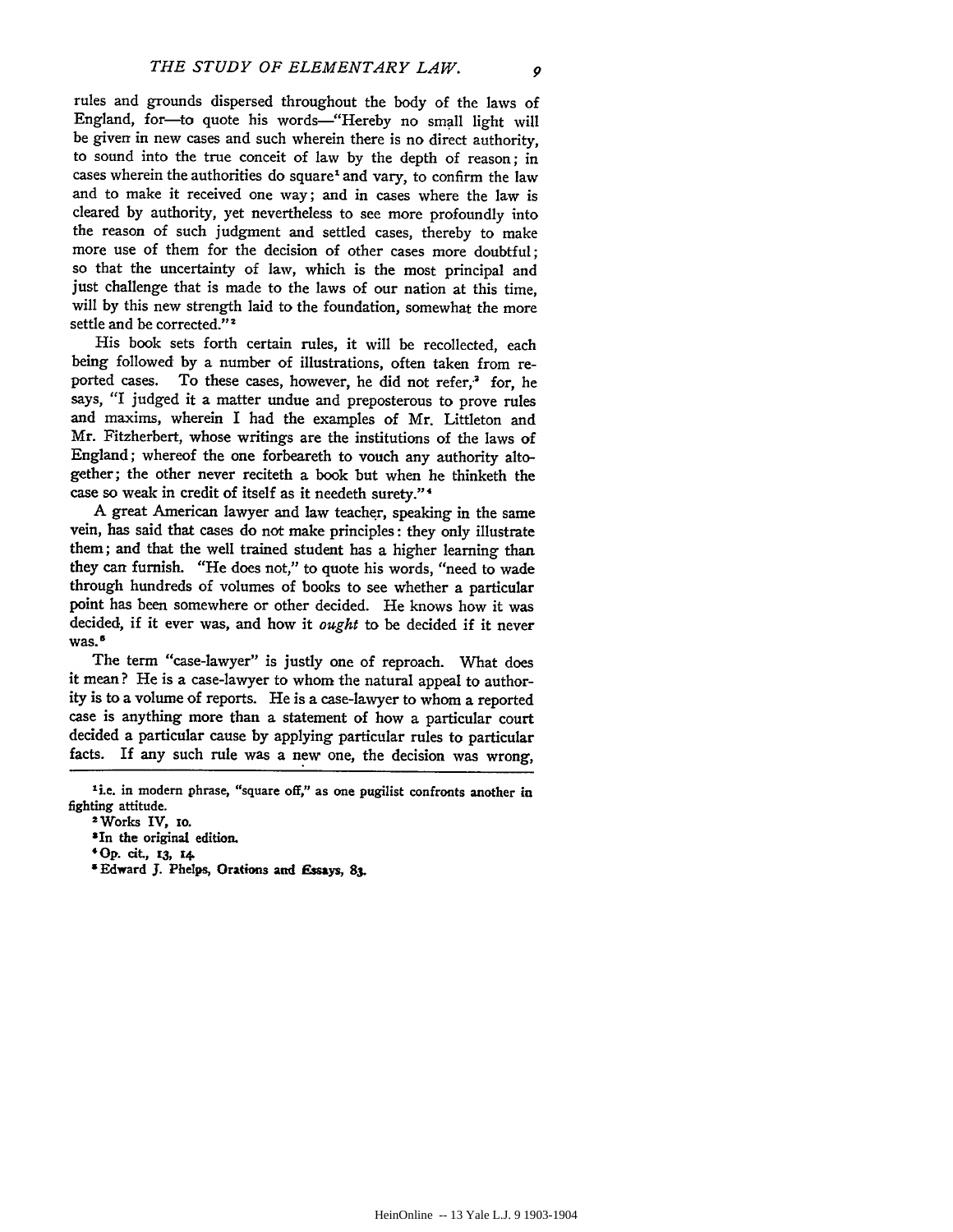rules and grounds dispersed throughout the body of the laws of England, for—to quote his words—"Hereby no small light will be given in new cases and such wherein there is no direct authority, to sound into the true conceit of law by the depth of reason; in cases wherein the authorities do square[1] and vary, to confirm the law and to make it received one way; and in cases where the law is cleared by authority, yet nevertheless to see more profoundly into the reason of such judgment and settled cases, thereby to make more use of them for the decision of other cases more doubtful; so that the uncertainty of law, which is the most principal and just challenge that is made to the laws of our nation at this time, will by this new strength laid to the foundation, somewhat the more settle and be corrected."[2]

His book sets forth certain rules, it will be recollected, each being followed by a number of illustrations, often taken from reported cases. To these cases, however, he did not refer,[3] for, he says, "I judged it a matter undue and preposterous to prove rules and maxims, wherein I had the examples of Mr. Littleton and Mr. Fitzherbert, whose writings are the institutions of the laws of England; whereof the one forbeareth to vouch any authority altogether; the other never reciteth a book but when he thinketh the case so weak in credit of itself as it needeth surety."[4]

A great American lawyer and law teacher, speaking in the same vein, has said that cases do not make principles: they only illustrate them; and that the well trained student has a higher learning than they can furnish. "He does not," to quote his words, "need to wade through hundreds of volumes of books to see whether a particular point has been somewhere or other decided. He knows how it was decided, if it ever was, and how it *ought* to be decided if it never was.[5]

The term "case-lawyer" is justly one of reproach. What does it mean? He is a case-lawyer to whom the natural appeal to authority is to a volume of reports. He is a case-lawyer to whom a reported case is anything more than a statement of how a particular court decided a particular cause by applying particular rules to particular facts. If any such rule was a new one, the decision was wrong,

---

[1] i.e. in modern phrase, "square off," as one pugilist confronts another in fighting attitude.

[2] Works IV, 10.

[3] In the original edition.

[4] Op. cit., 13, 14.

[5] Edward J. Phelps, Orations and Essays, 83.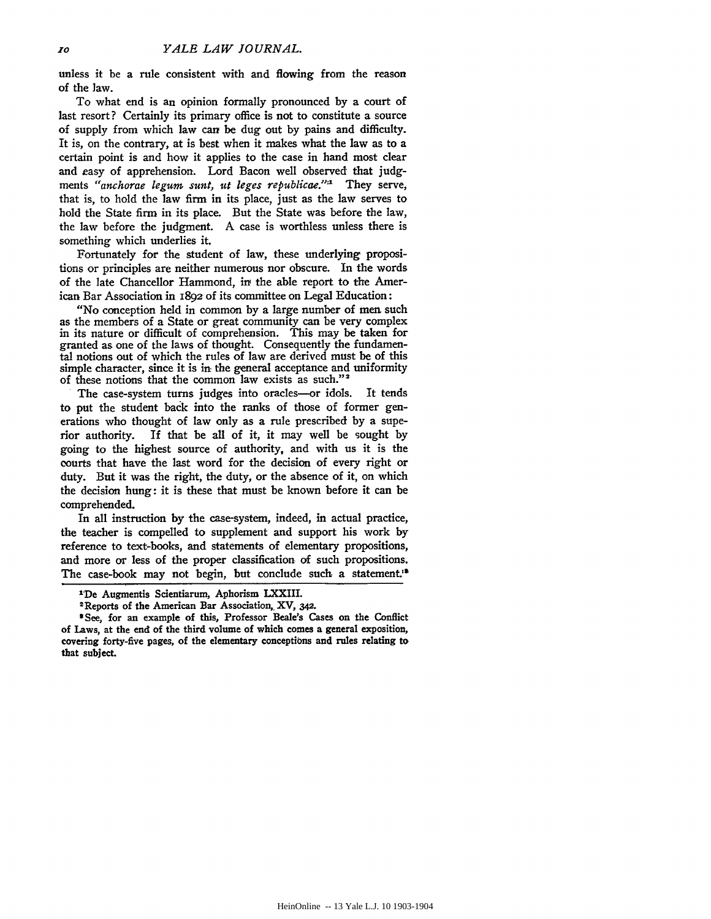unless it be a rule consistent with and flowing from the reason of the law.

To what end is an opinion formally pronounced by a court of last resort? Certainly its primary office is not to constitute a source of supply from which law can be dug out by pains and difficulty. It is, on the contrary, at is best when it makes what the law as to a certain point is and how it applies to the case in hand most clear and easy of apprehension. Lord Bacon well observed that judgments *"anchorae legum sunt, ut leges republicae."*[1] They serve, that is, to hold the law firm in its place, just as the law serves to hold the State firm in its place. But the State was before the law, the law before the judgment. A case is worthless unless there is something which underlies it.

Fortunately for the student of law, these underlying propositions or principles are neither numerous nor obscure. In the words of the late Chancellor Hammond, in the able report to the American Bar Association in 1892 of its committee on Legal Education:

"No conception held in common by a large number of men such as the members of a State or great community can be very complex in its nature or difficult of comprehension. This may be taken for granted as one of the laws of thought. Consequently the fundamental notions out of which the rules of law are derived must be of this simple character, since it is in the general acceptance and uniformity of these notions that the common law exists as such."[2]

The case-system turns judges into oracles—or idols. It tends to put the student back into the ranks of those of former generations who thought of law only as a rule prescribed by a superior authority. If that be all of it, it may well be sought by going to the highest source of authority, and with us it is the courts that have the last word for the decision of every right or duty. But it was the right, the duty, or the absence of it, on which the decision hung: it is these that must be known before it can be comprehended.

In all instruction by the case-system, indeed, in actual practice, the teacher is compelled to supplement and support his work by reference to text-books, and statements of elementary propositions, and more or less of the proper classification of such propositions. The case-book may not begin, but conclude such a statement.[3]

---

[1] De Augmentis Scientiarum, Aphorism LXXIII.

[2] Reports of the American Bar Association, XV, 342.

[3] See, for an example of this, Professor Beale's Cases on the Conflict of Laws, at the end of the third volume of which comes a general exposition, covering forty-five pages, of the elementary conceptions and rules relating to that subject.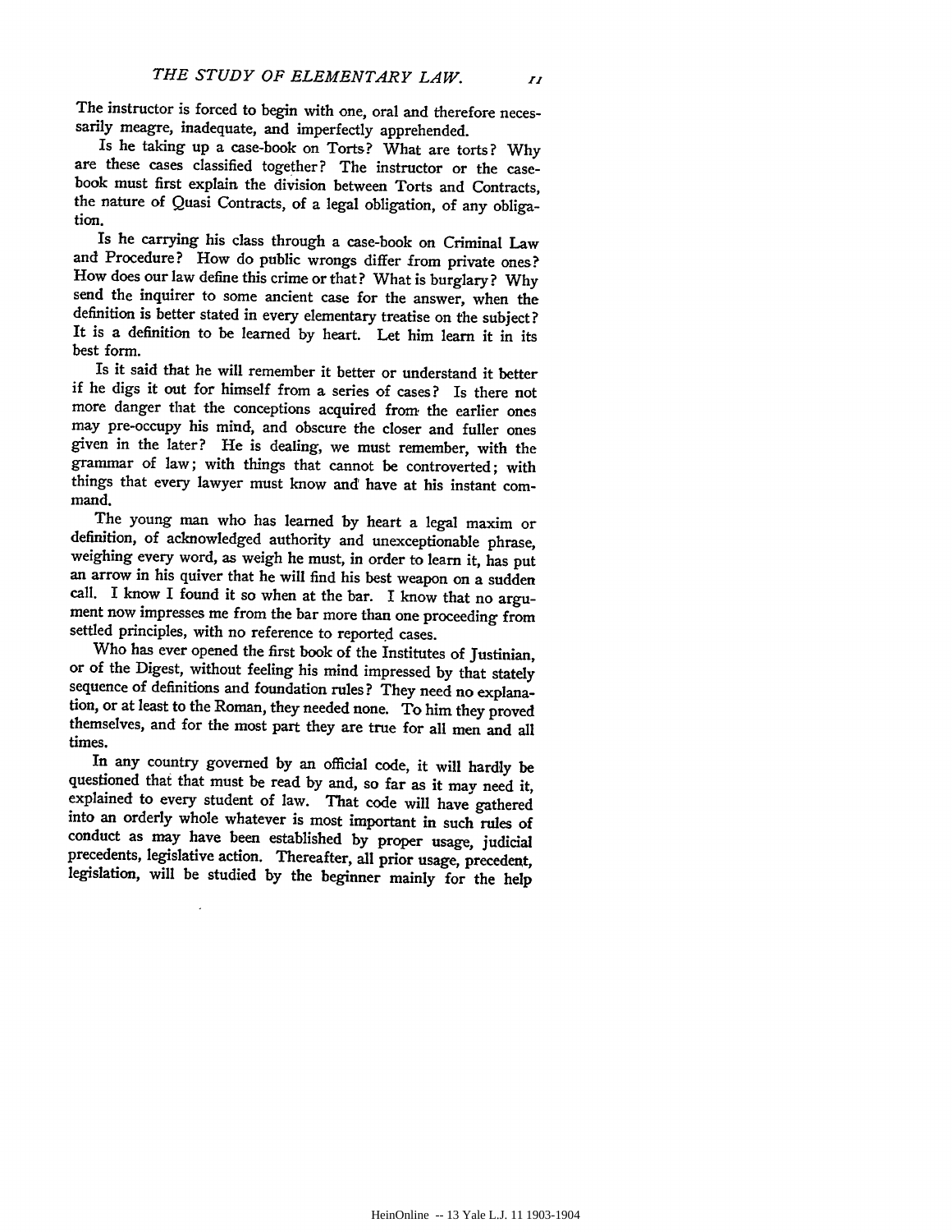The instructor is forced to begin with one, oral and therefore necessarily meagre, inadequate, and imperfectly apprehended.

Is he taking up a case-book on Torts? What are torts? Why are these cases classified together? The instructor or the case-book must first explain the division between Torts and Contracts, the nature of Quasi Contracts, of a legal obligation, of any obligation.

Is he carrying his class through a case-book on Criminal Law and Procedure? How do public wrongs differ from private ones? How does our law define this crime or that? What is burglary? Why send the inquirer to some ancient case for the answer, when the definition is better stated in every elementary treatise on the subject? It is a definition to be learned by heart. Let him learn it in its best form.

Is it said that he will remember it better or understand it better if he digs it out for himself from a series of cases? Is there not more danger that the conceptions acquired from the earlier ones may pre-occupy his mind, and obscure the closer and fuller ones given in the later? He is dealing, we must remember, with the grammar of law; with things that cannot be controverted; with things that every lawyer must know and have at his instant command.

The young man who has learned by heart a legal maxim or definition, of acknowledged authority and unexceptionable phrase, weighing every word, as weigh he must, in order to learn it, has put an arrow in his quiver that he will find his best weapon on a sudden call. I know I found it so when at the bar. I know that no argument now impresses me from the bar more than one proceeding from settled principles, with no reference to reported cases.

Who has ever opened the first book of the Institutes of Justinian, or of the Digest, without feeling his mind impressed by that stately sequence of definitions and foundation rules? They need no explanation, or at least to the Roman, they needed none. To him they proved themselves, and for the most part they are true for all men and all times.

In any country governed by an official code, it will hardly be questioned that that must be read by and, so far as it may need it, explained to every student of law. That code will have gathered into an orderly whole whatever is most important in such rules of conduct as may have been established by proper usage, judicial precedents, legislative action. Thereafter, all prior usage, precedent, legislation, will be studied by the beginner mainly for the help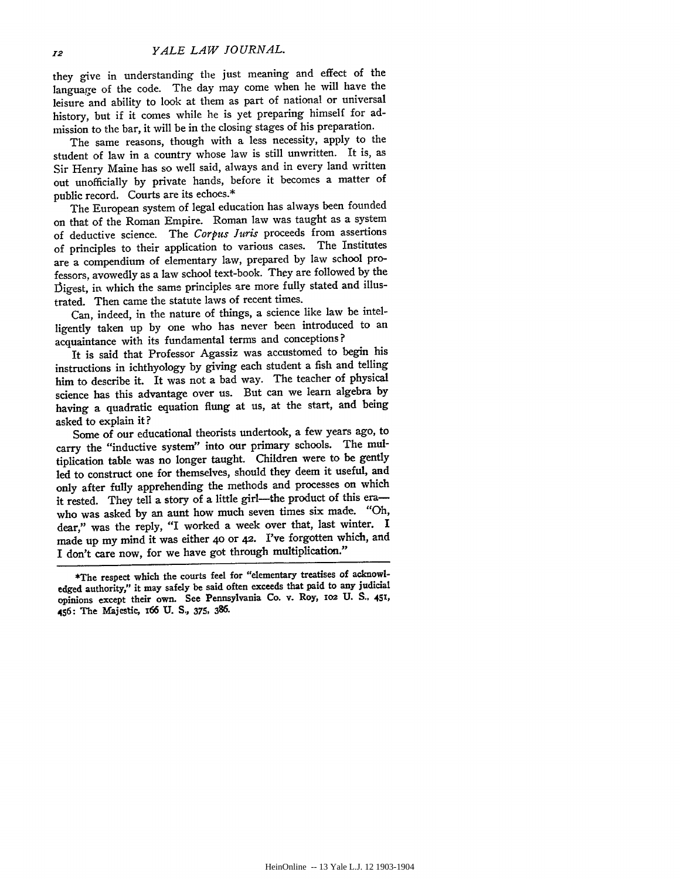they give in understanding the just meaning and effect of the language of the code. The day may come when he will have the leisure and ability to look at them as part of national or universal history, but if it comes while he is yet preparing himself for admission to the bar, it will be in the closing stages of his preparation.

The same reasons, though with a less necessity, apply to the student of law in a country whose law is still unwritten. It is, as Sir Henry Maine has so well said, always and in every land written out unofficially by private hands, before it becomes a matter of public record. Courts are its echoes.*

The European system of legal education has always been founded on that of the Roman Empire. Roman law was taught as a system of deductive science. The *Corpus Juris* proceeds from assertions of principles to their application to various cases. The Institutes are a compendium of elementary law, prepared by law school professors, avowedly as a law school text-book. They are followed by the Digest, in which the same principles are more fully stated and illustrated. Then came the statute laws of recent times.

Can, indeed, in the nature of things, a science like law be intelligently taken up by one who has never been introduced to an acquaintance with its fundamental terms and conceptions?

It is said that Professor Agassiz was accustomed to begin his instructions in ichthyology by giving each student a fish and telling him to describe it. It was not a bad way. The teacher of physical science has this advantage over us. But can we learn algebra by having a quadratic equation flung at us, at the start, and being asked to explain it?

Some of our educational theorists undertook, a few years ago, to carry the "inductive system" into our primary schools. The multiplication table was no longer taught. Children were to be gently led to construct one for themselves, should they deem it useful, and only after fully apprehending the methods and processes on which it rested. They tell a story of a little girl—the product of this era—who was asked by an aunt how much seven times six made. "Oh, dear," was the reply, "I worked a week over that, last winter. I made up my mind it was either 40 or 42. I've forgotten which, and I don't care now, for we have got through multiplication."

---

*The respect which the courts feel for "elementary treatises of acknowledged authority," it may safely be said often exceeds that paid to any judicial opinions except their own. See Pennsylvania Co. v. Roy, 102 U. S., 451, 456: The Majestic, 166 U. S., 375, 386.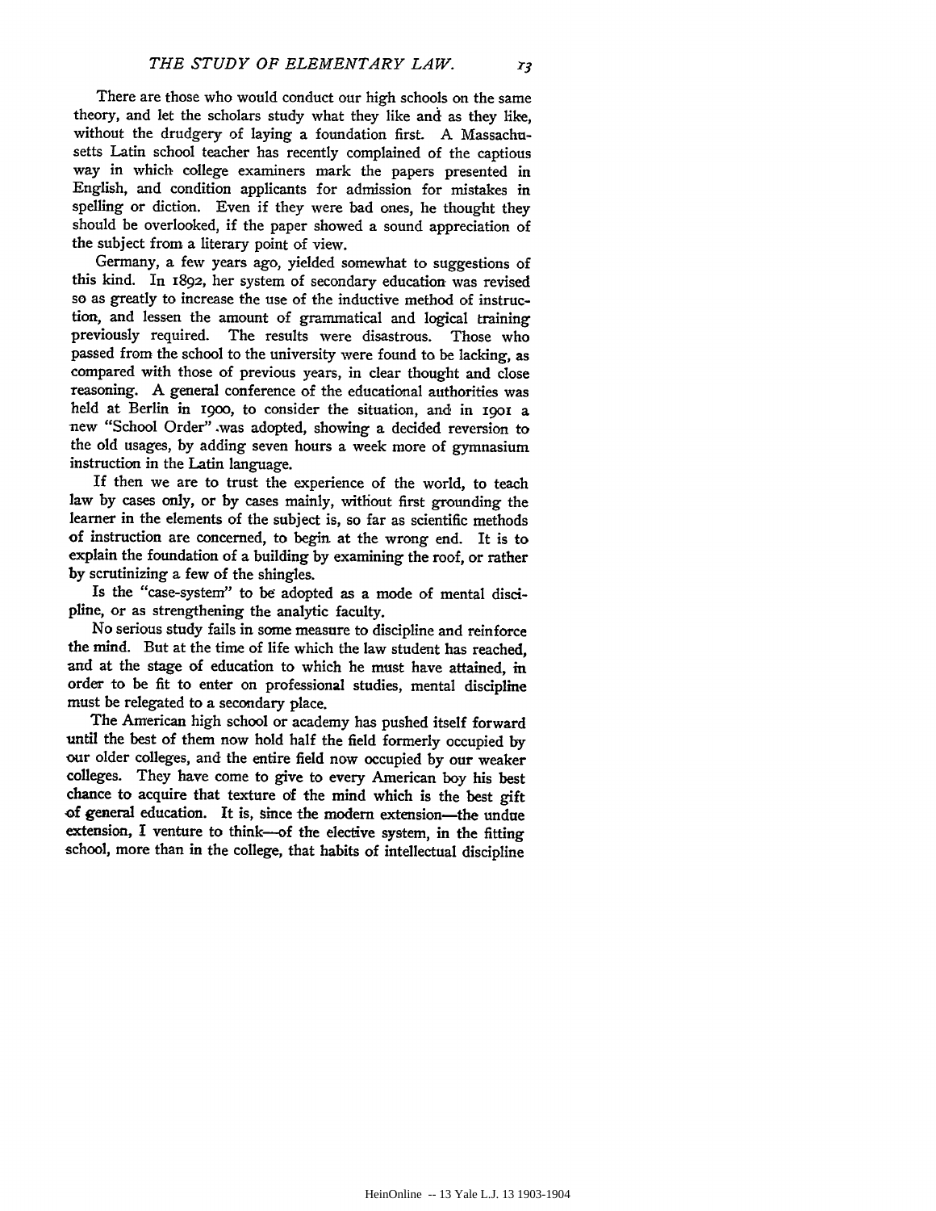There are those who would conduct our high schools on the same theory, and let the scholars study what they like and as they like, without the drudgery of laying a foundation first. A Massachusetts Latin school teacher has recently complained of the captious way in which college examiners mark the papers presented in English, and condition applicants for admission for mistakes in spelling or diction. Even if they were bad ones, he thought they should be overlooked, if the paper showed a sound appreciation of the subject from a literary point of view.

Germany, a few years ago, yielded somewhat to suggestions of this kind. In 1892, her system of secondary education was revised so as greatly to increase the use of the inductive method of instruction, and lessen the amount of grammatical and logical training previously required. The results were disastrous. Those who passed from the school to the university were found to be lacking, as compared with those of previous years, in clear thought and close reasoning. A general conference of the educational authorities was held at Berlin in 1900, to consider the situation, and in 1901 a new "School Order" was adopted, showing a decided reversion to the old usages, by adding seven hours a week more of gymnasium instruction in the Latin language.

If then we are to trust the experience of the world, to teach law by cases only, or by cases mainly, without first grounding the learner in the elements of the subject is, so far as scientific methods of instruction are concerned, to begin at the wrong end. It is to explain the foundation of a building by examining the roof, or rather by scrutinizing a few of the shingles.

Is the "case-system" to be adopted as a mode of mental discipline, or as strengthening the analytic faculty.

No serious study fails in some measure to discipline and reinforce the mind. But at the time of life which the law student has reached, and at the stage of education to which he must have attained, in order to be fit to enter on professional studies, mental discipline must be relegated to a secondary place.

The American high school or academy has pushed itself forward until the best of them now hold half the field formerly occupied by our older colleges, and the entire field now occupied by our weaker colleges. They have come to give to every American boy his best chance to acquire that texture of the mind which is the best gift of general education. It is, since the modern extension—the undue extension, I venture to think—of the elective system, in the fitting school, more than in the college, that habits of intellectual discipline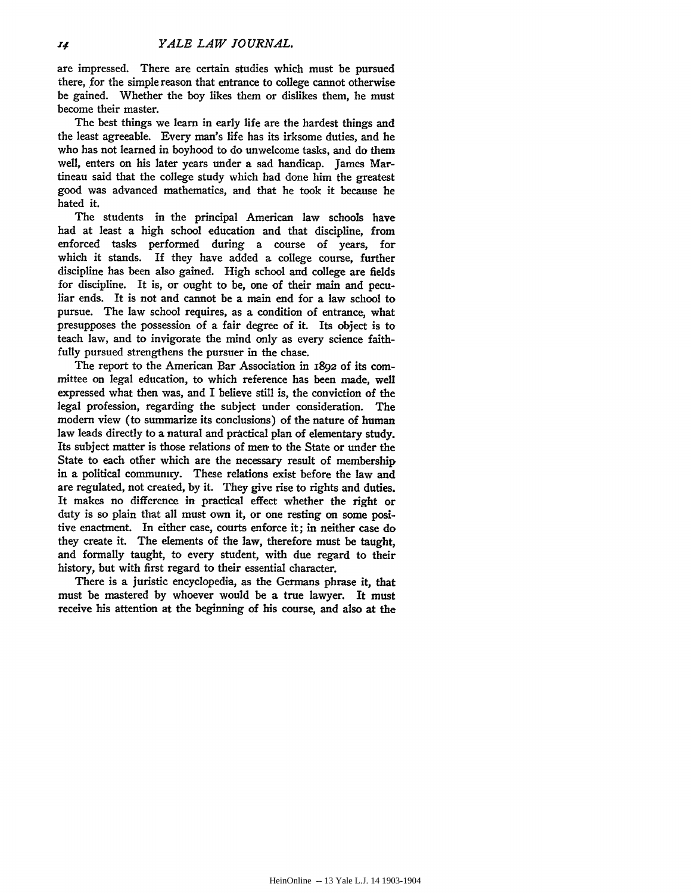are impressed. There are certain studies which must be pursued there, for the simple reason that entrance to college cannot otherwise be gained. Whether the boy likes them or dislikes them, he must become their master.

The best things we learn in early life are the hardest things and the least agreeable. Every man's life has its irksome duties, and he who has not learned in boyhood to do unwelcome tasks, and do them well, enters on his later years under a sad handicap. James Martineau said that the college study which had done him the greatest good was advanced mathematics, and that he took it because he hated it.

The students in the principal American law schools have had at least a high school education and that discipline, from enforced tasks performed during a course of years, for which it stands. If they have added a college course, further discipline has been also gained. High school and college are fields for discipline. It is, or ought to be, one of their main and peculiar ends. It is not and cannot be a main end for a law school to pursue. The law school requires, as a condition of entrance, what presupposes the possession of a fair degree of it. Its object is to teach law, and to invigorate the mind only as every science faithfully pursued strengthens the pursuer in the chase.

The report to the American Bar Association in 1892 of its committee on legal education, to which reference has been made, well expressed what then was, and I believe still is, the conviction of the legal profession, regarding the subject under consideration. The modern view (to summarize its conclusions) of the nature of human law leads directly to a natural and practical plan of elementary study. Its subject matter is those relations of men to the State or under the State to each other which are the necessary result of membership in a political community. These relations exist before the law and are regulated, not created, by it. They give rise to rights and duties. It makes no difference in practical effect whether the right or duty is so plain that all must own it, or one resting on some positive enactment. In either case, courts enforce it; in neither case do they create it. The elements of the law, therefore must be taught, and formally taught, to every student, with due regard to their history, but with first regard to their essential character.

There is a juristic encyclopedia, as the Germans phrase it, that must be mastered by whoever would be a true lawyer. It must receive his attention at the beginning of his course, and also at the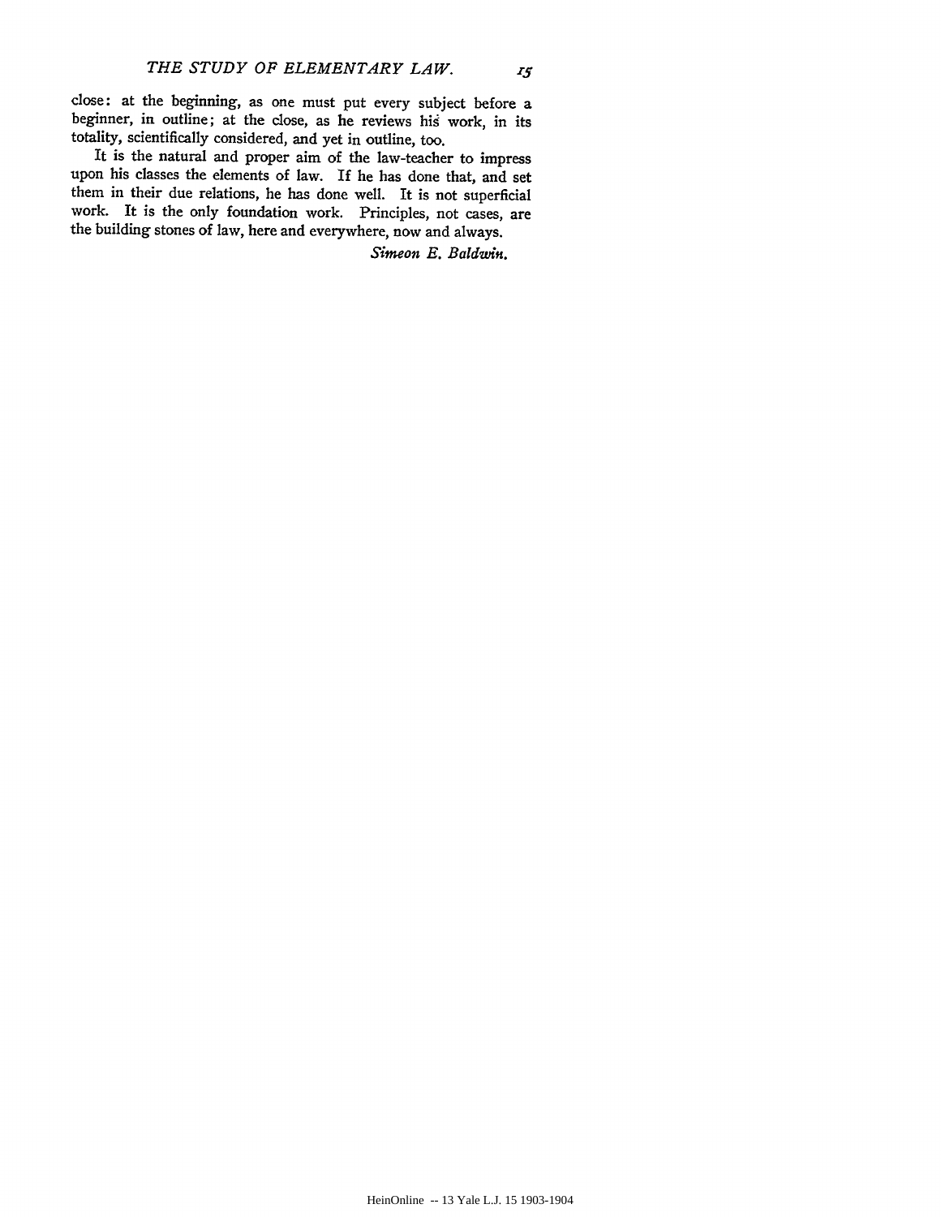close: at the beginning, as one must put every subject before a beginner, in outline; at the close, as he reviews his work, in its totality, scientifically considered, and yet in outline, too.

It is the natural and proper aim of the law-teacher to impress upon his classes the elements of law. If he has done that, and set them in their due relations, he has done well. It is not superficial work. It is the only foundation work. Principles, not cases, are the building stones of law, here and everywhere, now and always.

*Simeon E. Baldwin.*